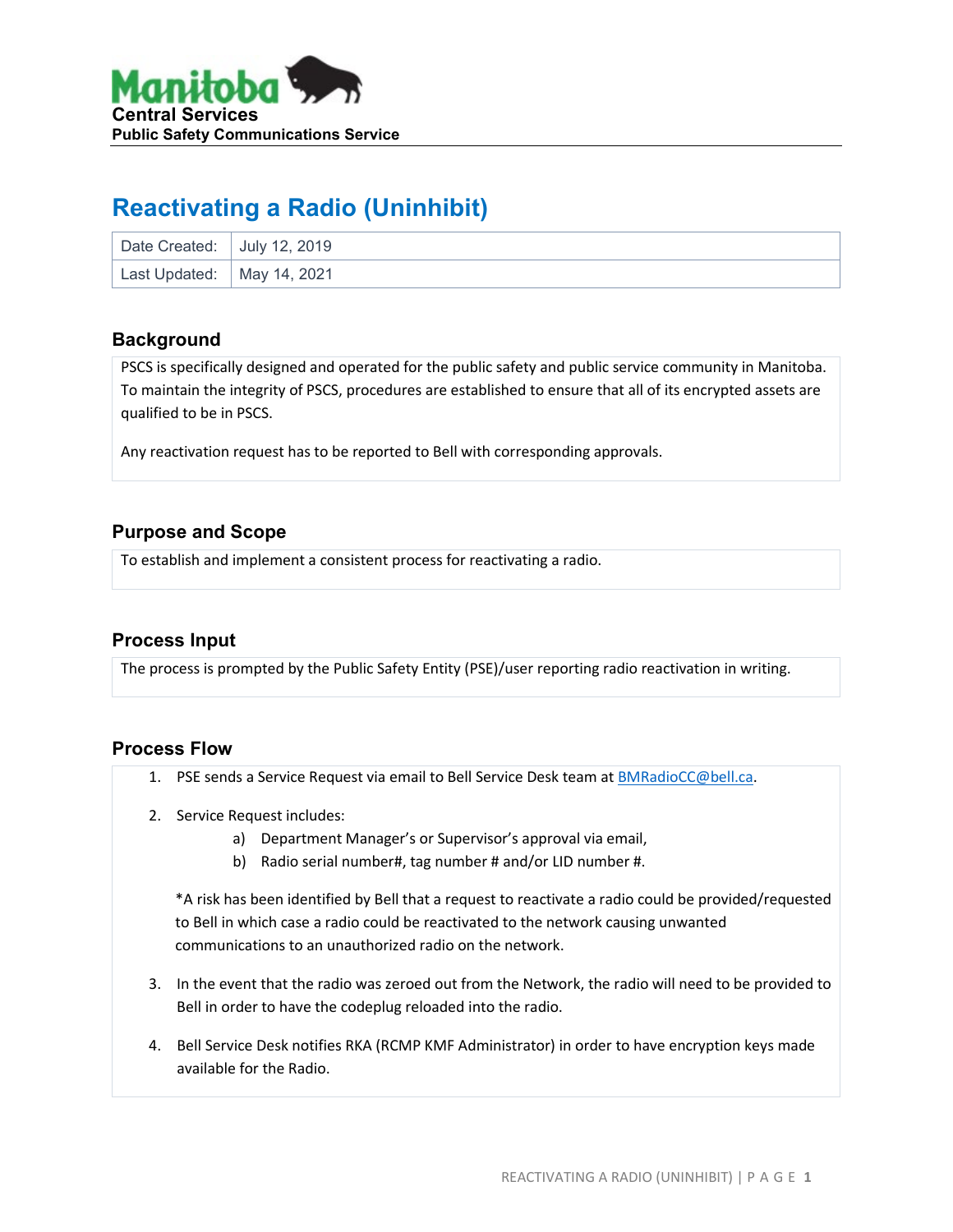Manitoba
**Central Services**
**Public Safety Communications Service**

# Reactivating a Radio (Uninhibit)

| Date Created: | July 12, 2019 |
|---|---|
| Last Updated: | May 14, 2021 |

## Background

PSCS is specifically designed and operated for the public safety and public service community in Manitoba. To maintain the integrity of PSCS, procedures are established to ensure that all of its encrypted assets are qualified to be in PSCS.

Any reactivation request has to be reported to Bell with corresponding approvals.

## Purpose and Scope

To establish and implement a consistent process for reactivating a radio.

## Process Input

The process is prompted by the Public Safety Entity (PSE)/user reporting radio reactivation in writing.

## Process Flow

1. PSE sends a Service Request via email to Bell Service Desk team at BMRadioCC@bell.ca.

2. Service Request includes:
   a) Department Manager's or Supervisor's approval via email,
   b) Radio serial number#, tag number # and/or LID number #.

   *A risk has been identified by Bell that a request to reactivate a radio could be provided/requested to Bell in which case a radio could be reactivated to the network causing unwanted communications to an unauthorized radio on the network.

3. In the event that the radio was zeroed out from the Network, the radio will need to be provided to Bell in order to have the codeplug reloaded into the radio.

4. Bell Service Desk notifies RKA (RCMP KMF Administrator) in order to have encryption keys made available for the Radio.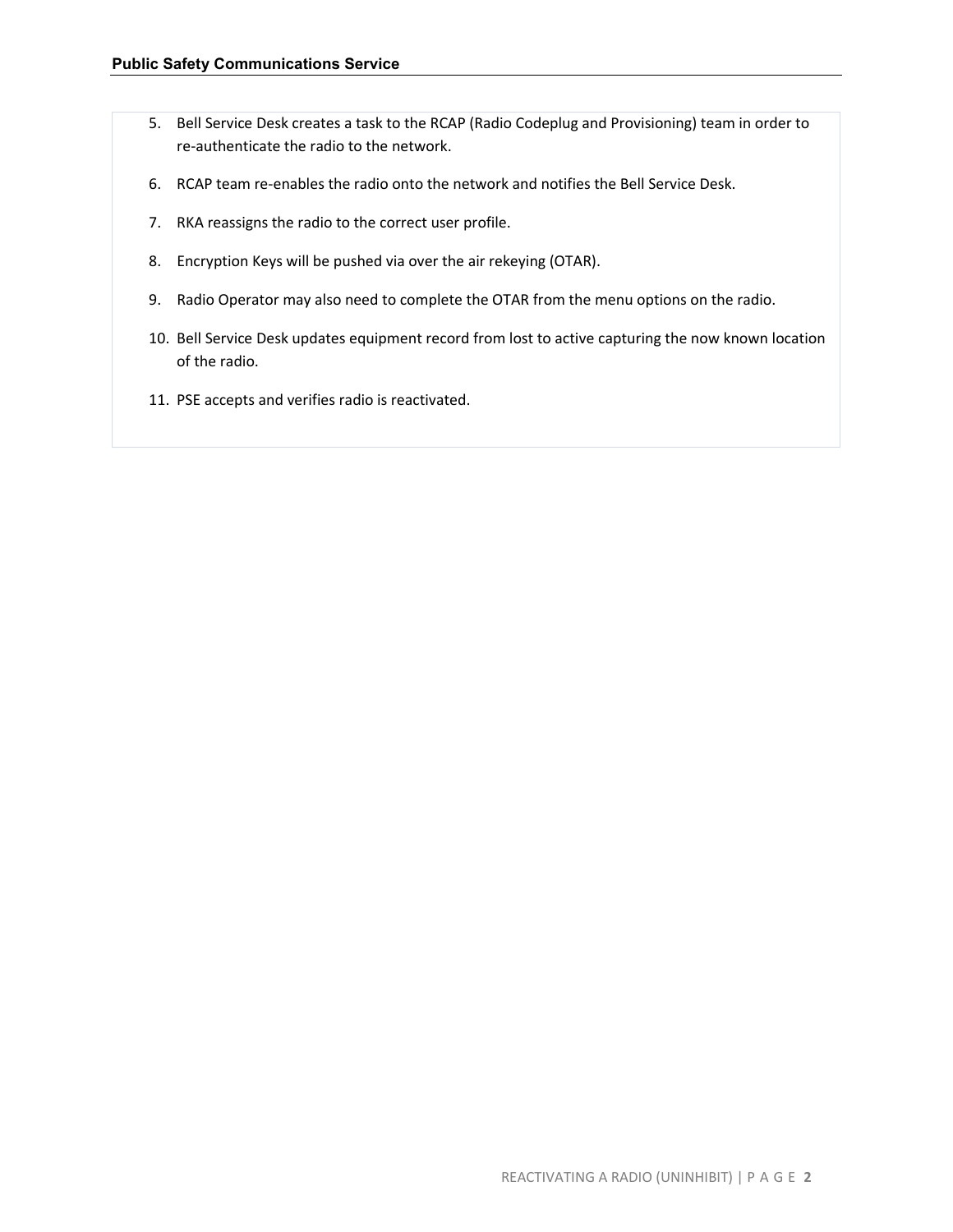5. Bell Service Desk creates a task to the RCAP (Radio Codeplug and Provisioning) team in order to re-authenticate the radio to the network.
6. RCAP team re-enables the radio onto the network and notifies the Bell Service Desk.
7. RKA reassigns the radio to the correct user profile.
8. Encryption Keys will be pushed via over the air rekeying (OTAR).
9. Radio Operator may also need to complete the OTAR from the menu options on the radio.
10. Bell Service Desk updates equipment record from lost to active capturing the now known location of the radio.
11. PSE accepts and verifies radio is reactivated.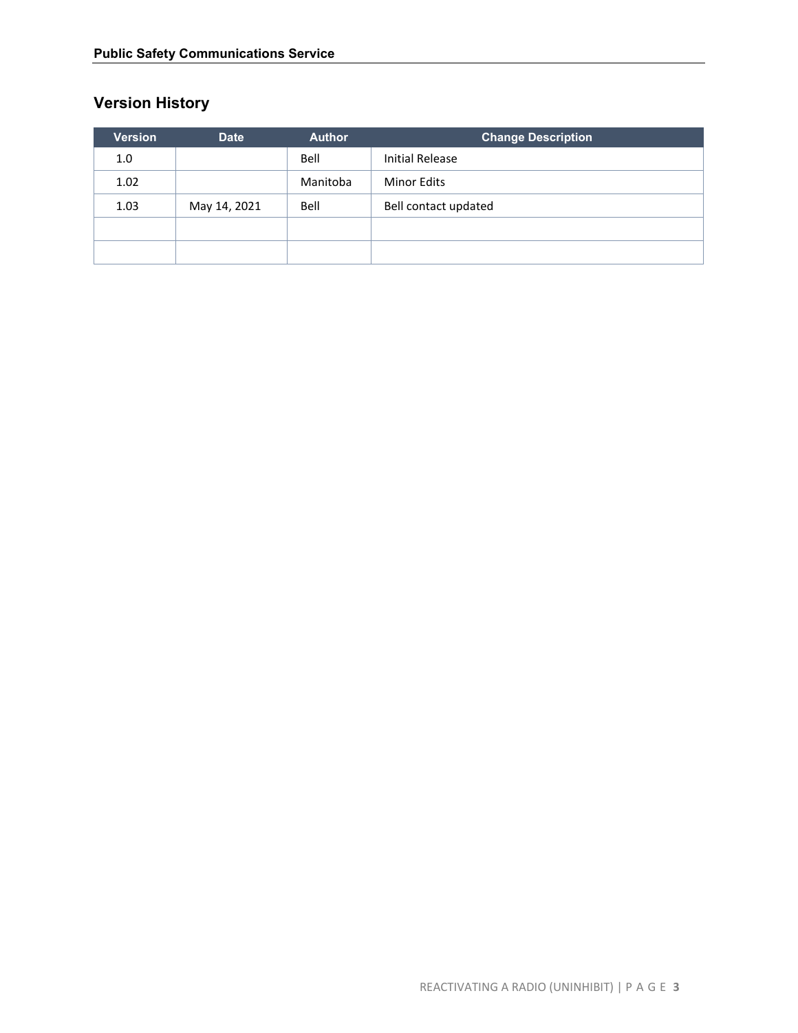## Version History

| Version | Date | Author | Change Description |
|---|---|---|---|
| 1.0 | | Bell | Initial Release |
| 1.02 | | Manitoba | Minor Edits |
| 1.03 | May 14, 2021 | Bell | Bell contact updated |
| | | | |
| | | | |